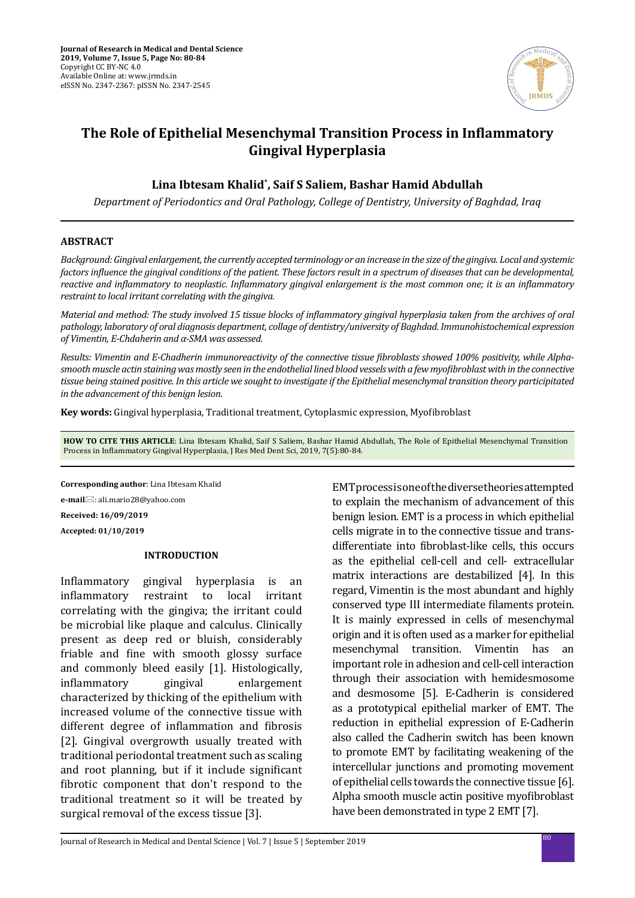# The Role of Epithelial Mesenchymal Transition Process in Inflammatory Gingival Hyperplasia

**Lina Ibtesam Khalid\*, Saif S Saliem, Bashar Hamid Abdullah**

*Department of Periodontics and Oral Pathology, College of Dentistry, University of Baghdad, Iraq*

## ABSTRACT

*Background: Gingival enlargement, the currently accepted terminology or an increase in the size of the gingiva. Local and systemic factors influence the gingival conditions of the patient. These factors result in a spectrum of diseases that can be developmental, reactive and inflammatory to neoplastic. Inflammatory gingival enlargement is the most common one; it is an inflammatory restraint to local irritant correlating with the gingiva.*

*Material and method: The study involved 15 tissue blocks of inflammatory gingival hyperplasia taken from the archives of oral pathology, laboratory of oral diagnosis department, collage of dentistry/university of Baghdad. Immunohistochemical expression of Vimentin, E-Chdaherin and α-SMA was assessed.*

*Results: Vimentin and E-Chadherin immunoreactivity of the connective tissue fibroblasts showed 100% positivity, while Alpha-smooth muscle actin staining was mostly seen in the endothelial lined blood vessels with a few myofibroblast with in the connective tissue being stained positive. In this article we sought to investigate if the Epithelial mesenchymal transition theory participitated in the advancement of this benign lesion.*

**Key words:** Gingival hyperplasia, Traditional treatment, Cytoplasmic expression, Myofibroblast

**HOW TO CITE THIS ARTICLE**: Lina Ibtesam Khalid, Saif S Saliem, Bashar Hamid Abdullah, The Role of Epithelial Mesenchymal Transition Process in Inflammatory Gingival Hyperplasia, J Res Med Dent Sci, 2019, 7(5):80-84.

**Corresponding author**: Lina Ibtesam Khalid

**e-mail**: ali.mario28@yahoo.com

**Received: 16/09/2019**

**Accepted: 01/10/2019**

## INTRODUCTION

Inflammatory gingival hyperplasia is an inflammatory restraint to local irritant correlating with the gingiva; the irritant could be microbial like plaque and calculus. Clinically present as deep red or bluish, considerably friable and fine with smooth glossy surface and commonly bleed easily [1]. Histologically, inflammatory gingival enlargement characterized by thicking of the epithelium with increased volume of the connective tissue with different degree of inflammation and fibrosis [2]. Gingival overgrowth usually treated with traditional periodontal treatment such as scaling and root planning, but if it include significant fibrotic component that don't respond to the traditional treatment so it will be treated by surgical removal of the excess tissue [3].

EMT process is one of the diverse theories attempted to explain the mechanism of advancement of this benign lesion. EMT is a process in which epithelial cells migrate in to the connective tissue and trans-differentiate into fibroblast-like cells, this occurs as the epithelial cell-cell and cell- extracellular matrix interactions are destabilized [4]. In this regard, Vimentin is the most abundant and highly conserved type III intermediate filaments protein. It is mainly expressed in cells of mesenchymal origin and it is often used as a marker for epithelial mesenchymal transition. Vimentin has an important role in adhesion and cell-cell interaction through their association with hemidesmosome and desmosome [5]. E-Cadherin is considered as a prototypical epithelial marker of EMT. The reduction in epithelial expression of E-Cadherin also called the Cadherin switch has been known to promote EMT by facilitating weakening of the intercellular junctions and promoting movement of epithelial cells towards the connective tissue [6]. Alpha smooth muscle actin positive myofibroblast have been demonstrated in type 2 EMT [7].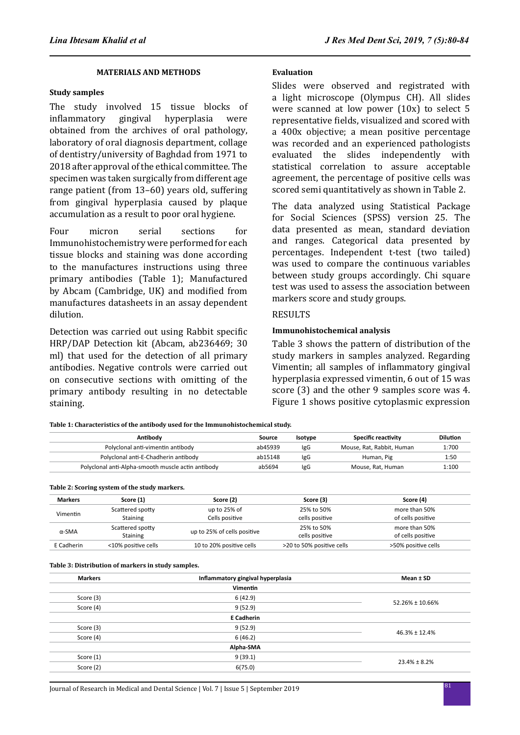## MATERIALS AND METHODS

### Study samples

The study involved 15 tissue blocks of inflammatory gingival hyperplasia were obtained from the archives of oral pathology, laboratory of oral diagnosis department, collage of dentistry/university of Baghdad from 1971 to 2018 after approval of the ethical committee. The specimen was taken surgically from different age range patient (from 13–60) years old, suffering from gingival hyperplasia caused by plaque accumulation as a result to poor oral hygiene.

Four micron serial sections for Immunohistochemistry were performed for each tissue blocks and staining was done according to the manufactures instructions using three primary antibodies (Table 1); Manufactured by Abcam (Cambridge, UK) and modified from manufactures datasheets in an assay dependent dilution.

Detection was carried out using Rabbit specific HRP/DAP Detection kit (Abcam, ab236469; 30 ml) that used for the detection of all primary antibodies. Negative controls were carried out on consecutive sections with omitting of the primary antibody resulting in no detectable staining.

### Evaluation

Slides were observed and registrated with a light microscope (Olympus CH). All slides were scanned at low power (10x) to select 5 representative fields, visualized and scored with a 400x objective; a mean positive percentage was recorded and an experienced pathologists evaluated the slides independently with statistical correlation to assure acceptable agreement, the percentage of positive cells was scored semi quantitatively as shown in Table 2.

The data analyzed using Statistical Package for Social Sciences (SPSS) version 25. The data presented as mean, standard deviation and ranges. Categorical data presented by percentages. Independent t-test (two tailed) was used to compare the continuous variables between study groups accordingly. Chi square test was used to assess the association between markers score and study groups.

## RESULTS

### Immunohistochemical analysis

Table 3 shows the pattern of distribution of the study markers in samples analyzed. Regarding Vimentin; all samples of inflammatory gingival hyperplasia expressed vimentin, 6 out of 15 was score (3) and the other 9 samples score was 4. Figure 1 shows positive cytoplasmic expression

**Table 1: Characteristics of the antibody used for the Immunohistochemical study.**

| Antibody | Source | Isotype | Specific reactivity | Dilution |
|---|---|---|---|---|
| Polyclonal anti-vimentin antibody | ab45939 | IgG | Mouse, Rat, Rabbit, Human | 1:700 |
| Polyclonal anti-E-Chadherin antibody | ab15148 | IgG | Human, Pig | 1:50 |
| Polyclonal anti-Alpha-smooth muscle actin antibody | ab5694 | IgG | Mouse, Rat, Human | 1:100 |

**Table 2: Scoring system of the study markers.**

| Markers | Score (1) | Score (2) | Score (3) | Score (4) |
|---|---|---|---|---|
| Vimentin | Scattered spotty Staining | up to 25% of Cells positive | 25% to 50% cells positive | more than 50% of cells positive |
| α-SMA | Scattered spotty Staining | up to 25% of cells positive | 25% to 50% cells positive | more than 50% of cells positive |
| E Cadherin | <10% positive cells | 10 to 20% positive cells | >20 to 50% positive cells | >50% positive cells |

**Table 3: Distribution of markers in study samples.**

| Markers | Inflammatory gingival hyperplasia | Mean ± SD |
|---|---|---|
| | **Vimentin** | |
| Score (3) | 6 (42.9) | 52.26% ± 10.66% |
| Score (4) | 9 (52.9) | |
| | **E Cadherin** | |
| Score (3) | 9 (52.9) | 46.3% ± 12.4% |
| Score (4) | 6 (46.2) | |
| | **Alpha-SMA** | |
| Score (1) | 9 (39.1) | 23.4% ± 8.2% |
| Score (2) | 6(75.0) | |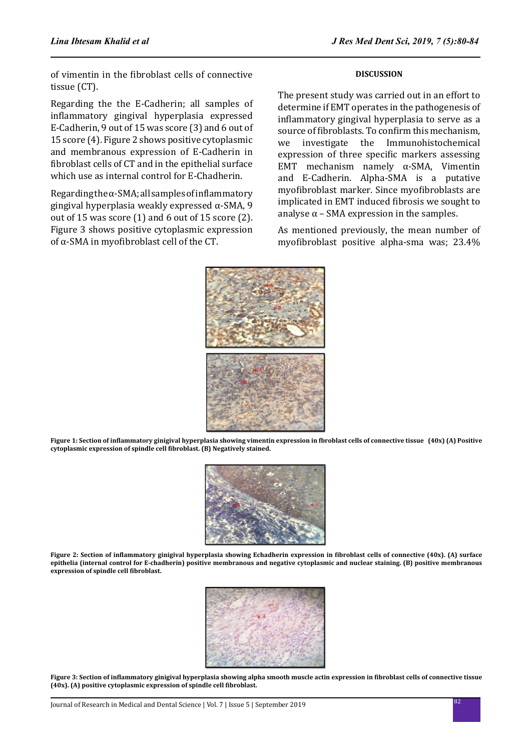of vimentin in the fibroblast cells of connective tissue (CT).

Regarding the the E-Cadherin; all samples of inflammatory gingival hyperplasia expressed E-Cadherin, 9 out of 15 was score (3) and 6 out of 15 score (4). Figure 2 shows positive cytoplasmic and membranous expression of E-Cadherin in fibroblast cells of CT and in the epithelial surface which use as internal control for E-Chadherin.

Regarding the α-SMA; all samples of inflammatory gingival hyperplasia weakly expressed α-SMA, 9 out of 15 was score (1) and 6 out of 15 score (2). Figure 3 shows positive cytoplasmic expression of α-SMA in myofibroblast cell of the CT.

## DISCUSSION

The present study was carried out in an effort to determine if EMT operates in the pathogenesis of inflammatory gingival hyperplasia to serve as a source of fibroblasts. To confirm this mechanism, we investigate the Immunohistochemical expression of three specific markers assessing EMT mechanism namely α-SMA, Vimentin and E-Cadherin. Alpha-SMA is a putative myofibroblast marker. Since myofibroblasts are implicated in EMT induced fibrosis we sought to analyse α – SMA expression in the samples.

As mentioned previously, the mean number of myofibroblast positive alpha-sma was; 23.4%

**Figure 1: Section of inflammatory ginigival hyperplasia showing vimentin expression in fbroblast cells of connective tissue (40x) (A) Positive cytoplasmic expression of spindle cell fibroblast. (B) Negatively stained.**

**Figure 2: Section of inflammatory ginigival hyperplasia showing Echadherin expression in fibroblast cells of connective (40x). (A) surface epithelia (internal control for E-chadherin) positive membranous and negative cytoplasmic and nuclear staining. (B) positive membranous expression of spindle cell fibroblast.**

**Figure 3: Section of inflammatory ginigival hyperplasia showing alpha smooth muscle actin expression in fibroblast cells of connective tissue (40x). (A) positive cytoplasmic expression of spindle cell fibroblast.**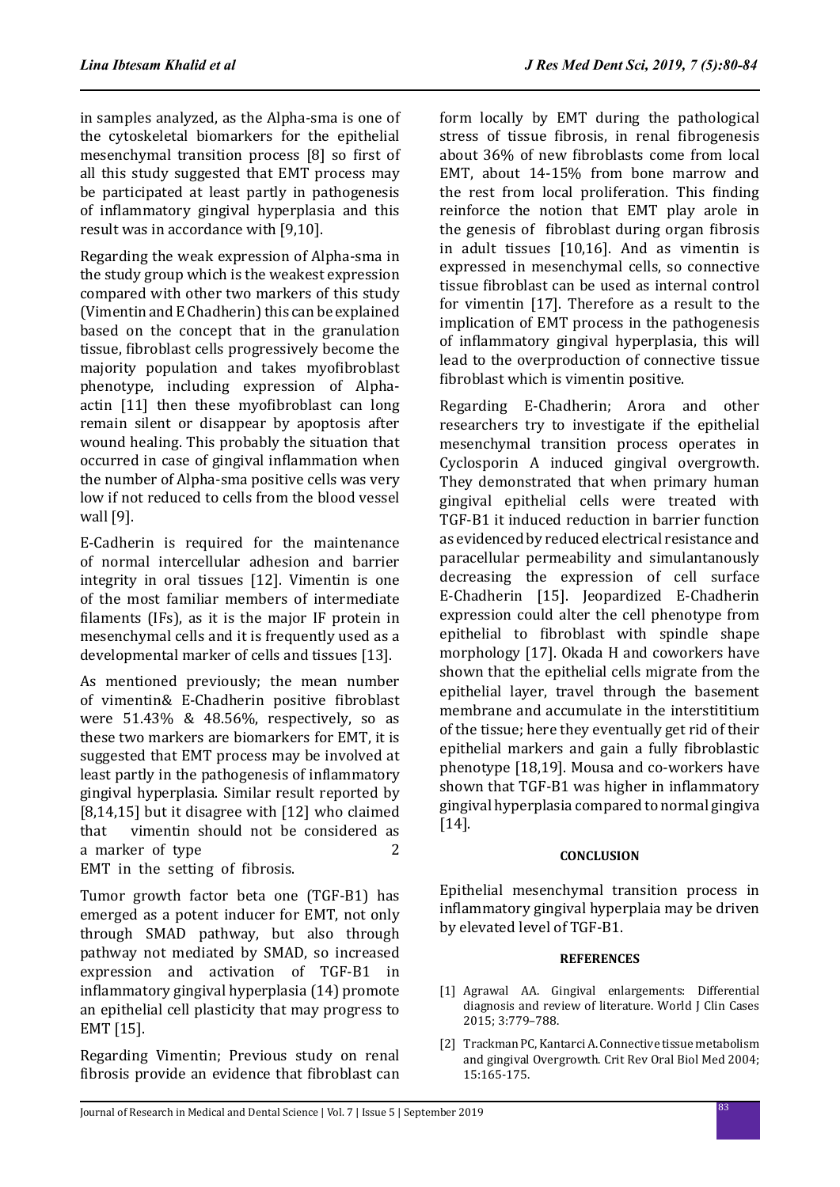in samples analyzed, as the Alpha-sma is one of the cytoskeletal biomarkers for the epithelial mesenchymal transition process [8] so first of all this study suggested that EMT process may be participated at least partly in pathogenesis of inflammatory gingival hyperplasia and this result was in accordance with [9,10].

Regarding the weak expression of Alpha-sma in the study group which is the weakest expression compared with other two markers of this study (Vimentin and E Chadherin) this can be explained based on the concept that in the granulation tissue, fibroblast cells progressively become the majority population and takes myofibroblast phenotype, including expression of Alpha-actin [11] then these myofibroblast can long remain silent or disappear by apoptosis after wound healing. This probably the situation that occurred in case of gingival inflammation when the number of Alpha-sma positive cells was very low if not reduced to cells from the blood vessel wall [9].

E-Cadherin is required for the maintenance of normal intercellular adhesion and barrier integrity in oral tissues [12]. Vimentin is one of the most familiar members of intermediate filaments (IFs), as it is the major IF protein in mesenchymal cells and it is frequently used as a developmental marker of cells and tissues [13].

As mentioned previously; the mean number of vimentin& E-Chadherin positive fibroblast were 51.43% & 48.56%, respectively, so as these two markers are biomarkers for EMT, it is suggested that EMT process may be involved at least partly in the pathogenesis of inflammatory gingival hyperplasia. Similar result reported by [8,14,15] but it disagree with [12] who claimed that vimentin should not be considered as a marker of type 2 EMT in the setting of fibrosis.

Tumor growth factor beta one (TGF-B1) has emerged as a potent inducer for EMT, not only through SMAD pathway, but also through pathway not mediated by SMAD, so increased expression and activation of TGF-B1 in inflammatory gingival hyperplasia (14) promote an epithelial cell plasticity that may progress to EMT [15].

Regarding Vimentin; Previous study on renal fibrosis provide an evidence that fibroblast can form locally by EMT during the pathological stress of tissue fibrosis, in renal fibrogenesis about 36% of new fibroblasts come from local EMT, about 14-15% from bone marrow and the rest from local proliferation. This finding reinforce the notion that EMT play arole in the genesis of fibroblast during organ fibrosis in adult tissues [10,16]. And as vimentin is expressed in mesenchymal cells, so connective tissue fibroblast can be used as internal control for vimentin [17]. Therefore as a result to the implication of EMT process in the pathogenesis of inflammatory gingival hyperplasia, this will lead to the overproduction of connective tissue fibroblast which is vimentin positive.

Regarding E-Chadherin; Arora and other researchers try to investigate if the epithelial mesenchymal transition process operates in Cyclosporin A induced gingival overgrowth. They demonstrated that when primary human gingival epithelial cells were treated with TGF-B1 it induced reduction in barrier function as evidenced by reduced electrical resistance and paracellular permeability and simultantanously decreasing the expression of cell surface E-Chadherin [15]. Jeopardized E-Chadherin expression could alter the cell phenotype from epithelial to fibroblast with spindle shape morphology [17]. Okada H and coworkers have shown that the epithelial cells migrate from the epithelial layer, travel through the basement membrane and accumulate in the interstititium of the tissue; here they eventually get rid of their epithelial markers and gain a fully fibroblastic phenotype [18,19]. Mousa and co-workers have shown that TGF-B1 was higher in inflammatory gingival hyperplasia compared to normal gingiva [14].

## CONCLUSION

Epithelial mesenchymal transition process in inflammatory gingival hyperplaia may be driven by elevated level of TGF-B1.

## REFERENCES

[1] Agrawal AA. Gingival enlargements: Differential diagnosis and review of literature. World J Clin Cases 2015; 3:779–788.

[2] Trackman PC, Kantarci A. Connective tissue metabolism and gingival Overgrowth. Crit Rev Oral Biol Med 2004; 15:165-175.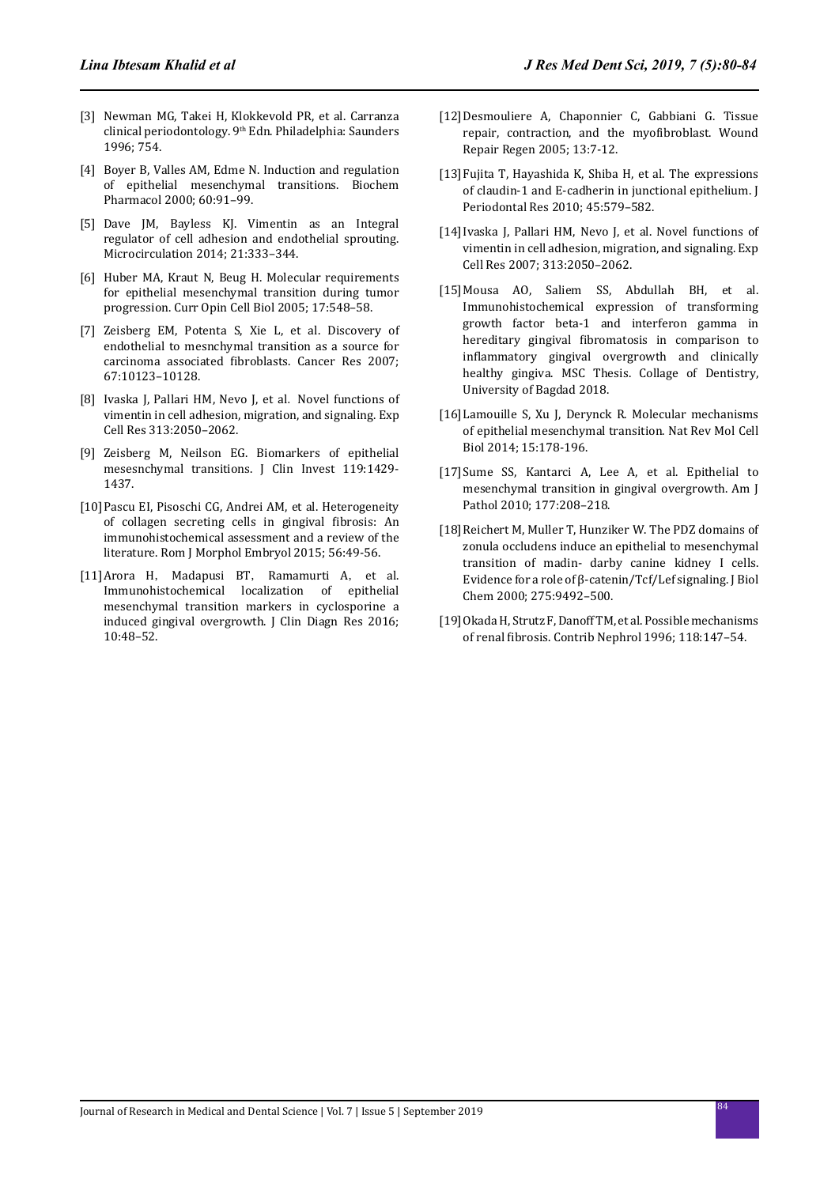[3] Newman MG, Takei H, Klokkevold PR, et al. Carranza clinical periodontology. 9th Edn. Philadelphia: Saunders 1996; 754.

[4] Boyer B, Valles AM, Edme N. Induction and regulation of epithelial mesenchymal transitions. Biochem Pharmacol 2000; 60:91–99.

[5] Dave JM, Bayless KJ. Vimentin as an Integral regulator of cell adhesion and endothelial sprouting. Microcirculation 2014; 21:333–344.

[6] Huber MA, Kraut N, Beug H. Molecular requirements for epithelial mesenchymal transition during tumor progression. Curr Opin Cell Biol 2005; 17:548–58.

[7] Zeisberg EM, Potenta S, Xie L, et al. Discovery of endothelial to mesnchymal transition as a source for carcinoma associated fibroblasts. Cancer Res 2007; 67:10123–10128.

[8] Ivaska J, Pallari HM, Nevo J, et al. Novel functions of vimentin in cell adhesion, migration, and signaling. Exp Cell Res 313:2050–2062.

[9] Zeisberg M, Neilson EG. Biomarkers of epithelial mesesnchymal transitions. J Clin Invest 119:1429-1437.

[10] Pascu EI, Pisoschi CG, Andrei AM, et al. Heterogeneity of collagen secreting cells in gingival fibrosis: An immunohistochemical assessment and a review of the literature. Rom J Morphol Embryol 2015; 56:49-56.

[11] Arora H, Madapusi BT, Ramamurti A, et al. Immunohistochemical localization of epithelial mesenchymal transition markers in cyclosporine a induced gingival overgrowth. J Clin Diagn Res 2016; 10:48–52.

[12] Desmouliere A, Chaponnier C, Gabbiani G. Tissue repair, contraction, and the myofibroblast. Wound Repair Regen 2005; 13:7-12.

[13] Fujita T, Hayashida K, Shiba H, et al. The expressions of claudin-1 and E-cadherin in junctional epithelium. J Periodontal Res 2010; 45:579–582.

[14] Ivaska J, Pallari HM, Nevo J, et al. Novel functions of vimentin in cell adhesion, migration, and signaling. Exp Cell Res 2007; 313:2050–2062.

[15] Mousa AO, Saliem SS, Abdullah BH, et al. Immunohistochemical expression of transforming growth factor beta-1 and interferon gamma in hereditary gingival fibromatosis in comparison to inflammatory gingival overgrowth and clinically healthy gingiva. MSC Thesis. Collage of Dentistry, University of Bagdad 2018.

[16] Lamouille S, Xu J, Derynck R. Molecular mechanisms of epithelial mesenchymal transition. Nat Rev Mol Cell Biol 2014; 15:178-196.

[17] Sume SS, Kantarci A, Lee A, et al. Epithelial to mesenchymal transition in gingival overgrowth. Am J Pathol 2010; 177:208–218.

[18] Reichert M, Muller T, Hunziker W. The PDZ domains of zonula occludens induce an epithelial to mesenchymal transition of madin- darby canine kidney I cells. Evidence for a role of β-catenin/Tcf/Lef signaling. J Biol Chem 2000; 275:9492–500.

[19] Okada H, Strutz F, Danoff TM, et al. Possible mechanisms of renal fibrosis. Contrib Nephrol 1996; 118:147–54.